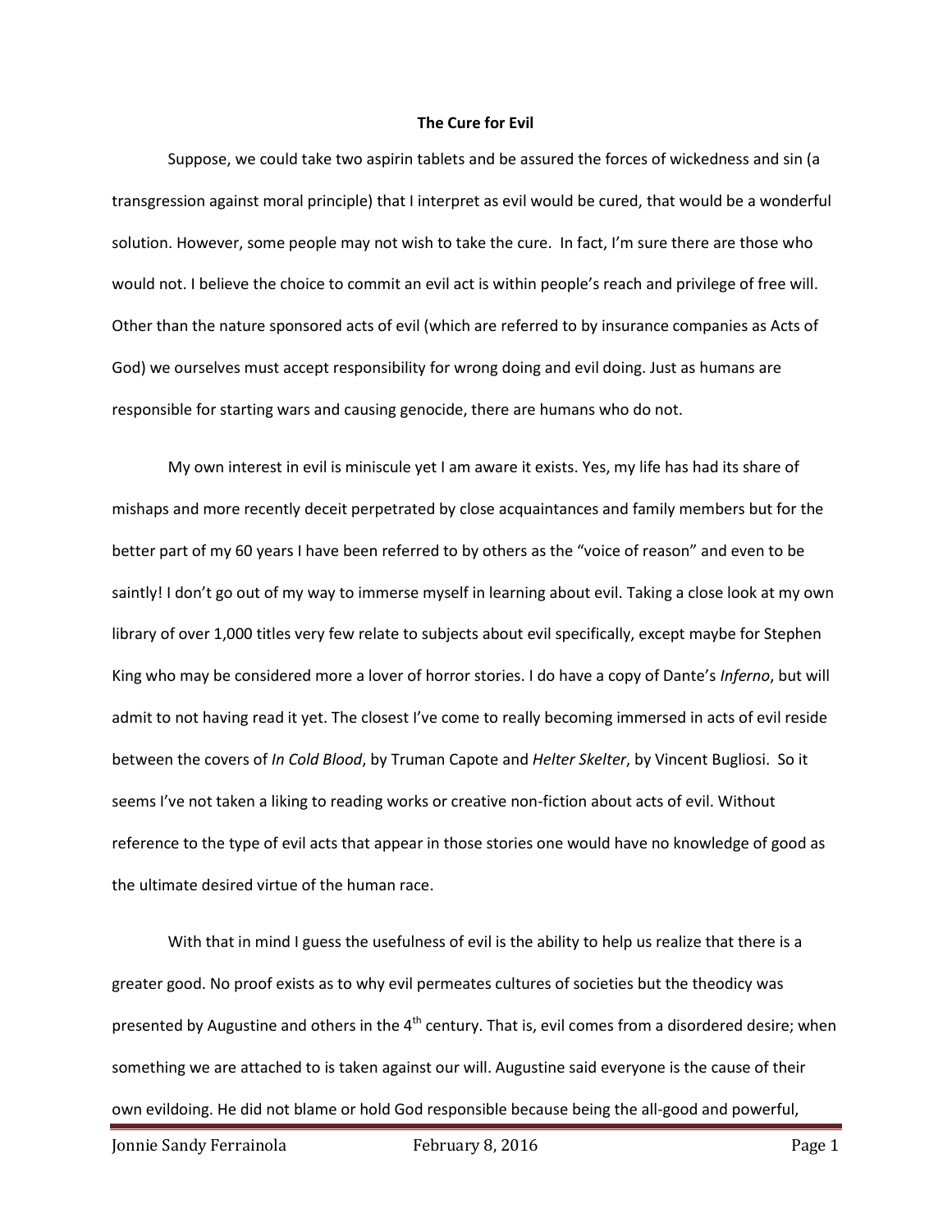**The Cure for Evil**

Suppose, we could take two aspirin tablets and be assured the forces of wickedness and sin (a transgression against moral principle) that I interpret as evil would be cured, that would be a wonderful solution. However, some people may not wish to take the cure. In fact, I'm sure there are those who would not. I believe the choice to commit an evil act is within people's reach and privilege of free will. Other than the nature sponsored acts of evil (which are referred to by insurance companies as Acts of God) we ourselves must accept responsibility for wrong doing and evil doing. Just as humans are responsible for starting wars and causing genocide, there are humans who do not.

My own interest in evil is miniscule yet I am aware it exists. Yes, my life has had its share of mishaps and more recently deceit perpetrated by close acquaintances and family members but for the better part of my 60 years I have been referred to by others as the "voice of reason" and even to be saintly! I don't go out of my way to immerse myself in learning about evil. Taking a close look at my own library of over 1,000 titles very few relate to subjects about evil specifically, except maybe for Stephen King who may be considered more a lover of horror stories. I do have a copy of Dante's *Inferno*, but will admit to not having read it yet. The closest I've come to really becoming immersed in acts of evil reside between the covers of *In Cold Blood*, by Truman Capote and *Helter Skelter*, by Vincent Bugliosi. So it seems I've not taken a liking to reading works or creative non-fiction about acts of evil. Without reference to the type of evil acts that appear in those stories one would have no knowledge of good as the ultimate desired virtue of the human race.

With that in mind I guess the usefulness of evil is the ability to help us realize that there is a greater good. No proof exists as to why evil permeates cultures of societies but the theodicy was presented by Augustine and others in the 4th century. That is, evil comes from a disordered desire; when something we are attached to is taken against our will. Augustine said everyone is the cause of their own evildoing. He did not blame or hold God responsible because being the all-good and powerful,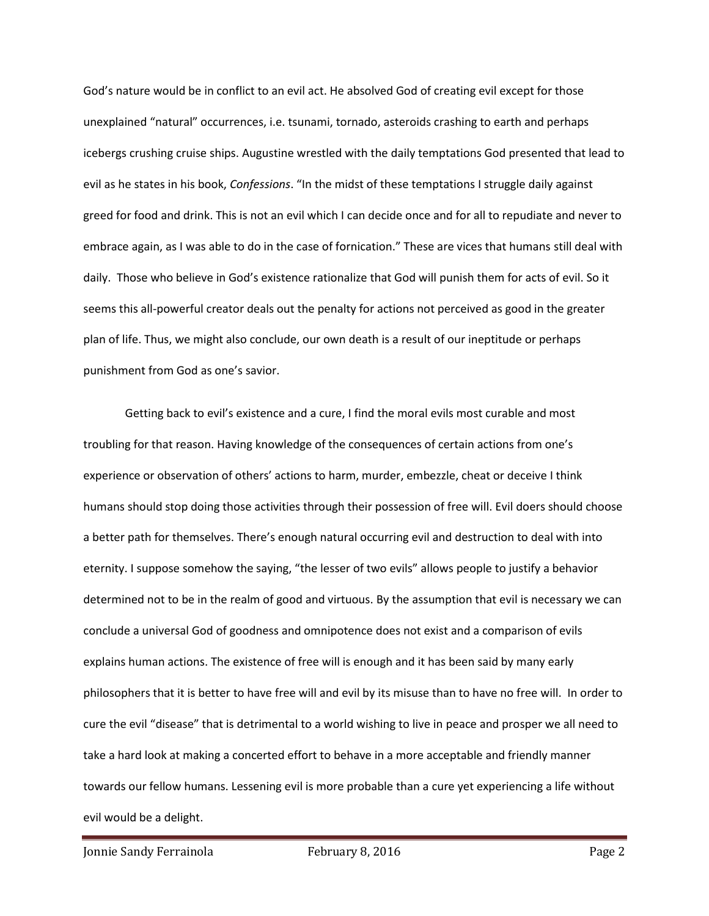God's nature would be in conflict to an evil act. He absolved God of creating evil except for those unexplained "natural" occurrences, i.e. tsunami, tornado, asteroids crashing to earth and perhaps icebergs crushing cruise ships. Augustine wrestled with the daily temptations God presented that lead to evil as he states in his book, *Confessions*. "In the midst of these temptations I struggle daily against greed for food and drink. This is not an evil which I can decide once and for all to repudiate and never to embrace again, as I was able to do in the case of fornication." These are vices that humans still deal with daily. Those who believe in God's existence rationalize that God will punish them for acts of evil. So it seems this all-powerful creator deals out the penalty for actions not perceived as good in the greater plan of life. Thus, we might also conclude, our own death is a result of our ineptitude or perhaps punishment from God as one's savior.

Getting back to evil's existence and a cure, I find the moral evils most curable and most troubling for that reason. Having knowledge of the consequences of certain actions from one's experience or observation of others' actions to harm, murder, embezzle, cheat or deceive I think humans should stop doing those activities through their possession of free will. Evil doers should choose a better path for themselves. There's enough natural occurring evil and destruction to deal with into eternity. I suppose somehow the saying, "the lesser of two evils" allows people to justify a behavior determined not to be in the realm of good and virtuous. By the assumption that evil is necessary we can conclude a universal God of goodness and omnipotence does not exist and a comparison of evils explains human actions. The existence of free will is enough and it has been said by many early philosophers that it is better to have free will and evil by its misuse than to have no free will. In order to cure the evil "disease" that is detrimental to a world wishing to live in peace and prosper we all need to take a hard look at making a concerted effort to behave in a more acceptable and friendly manner towards our fellow humans. Lessening evil is more probable than a cure yet experiencing a life without evil would be a delight.